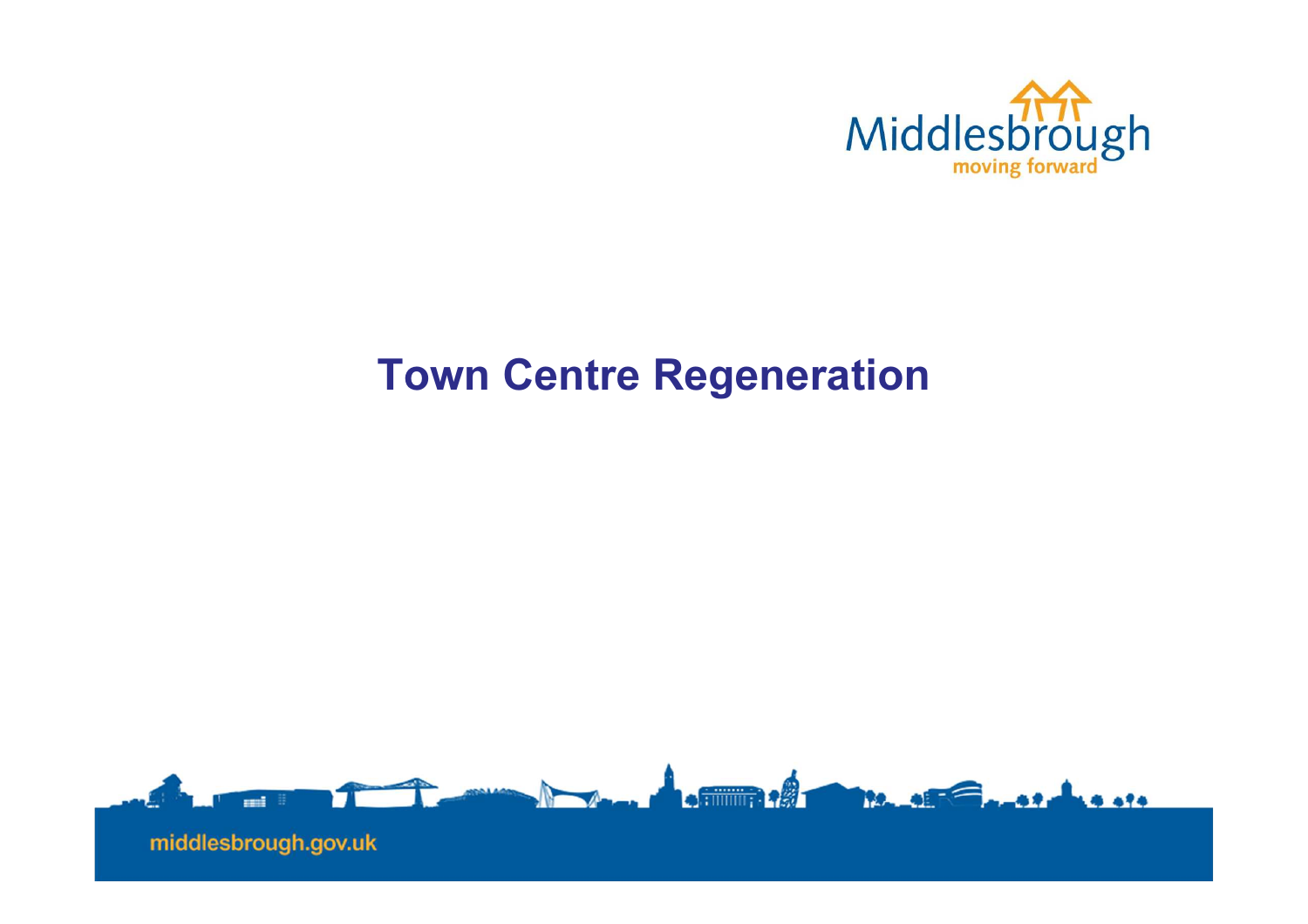# Town Centre Regeneration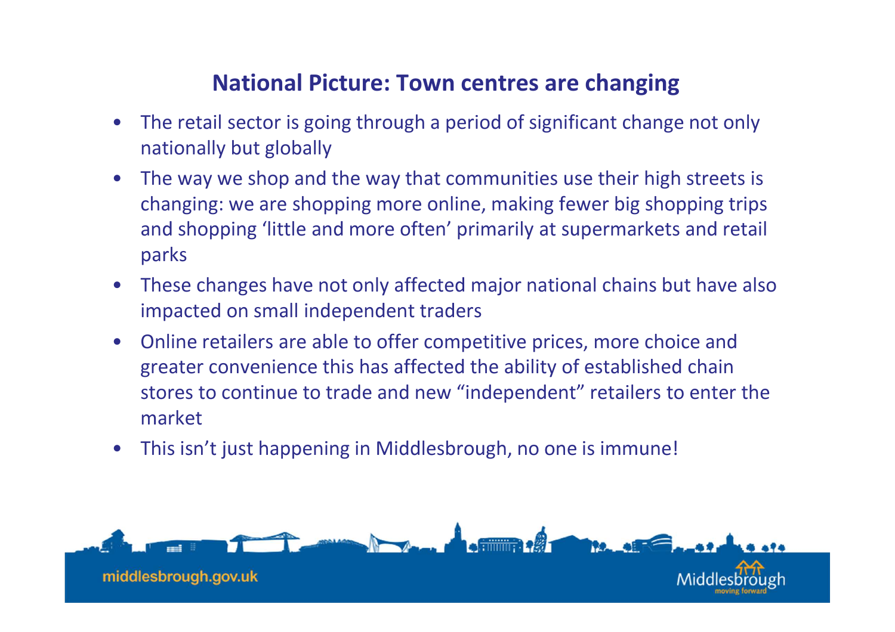## National Picture: Town centres are changing

- The retail sector is going through a period of significant change not only nationally but globally
- The way we shop and the way that communities use their high streets is changing: we are shopping more online, making fewer big shopping trips and shopping ‘little and more often’ primarily at supermarkets and retail parks
- These changes have not only affected major national chains but have also impacted on small independent traders
- Online retailers are able to offer competitive prices, more choice and greater convenience this has affected the ability of established chain stores to continue to trade and new “independent” retailers to enter the market
- This isn’t just happening in Middlesbrough, no one is immune!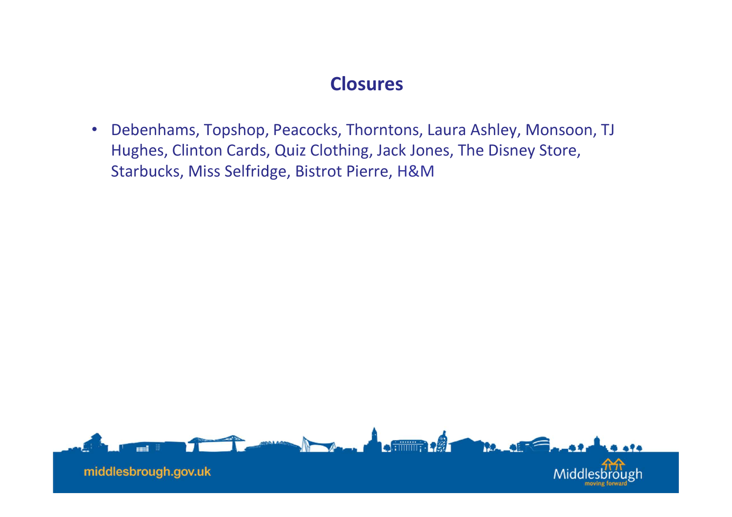## Closures

- Debenhams, Topshop, Peacocks, Thorntons, Laura Ashley, Monsoon, TJ Hughes, Clinton Cards, Quiz Clothing, Jack Jones, The Disney Store, Starbucks, Miss Selfridge, Bistrot Pierre, H&M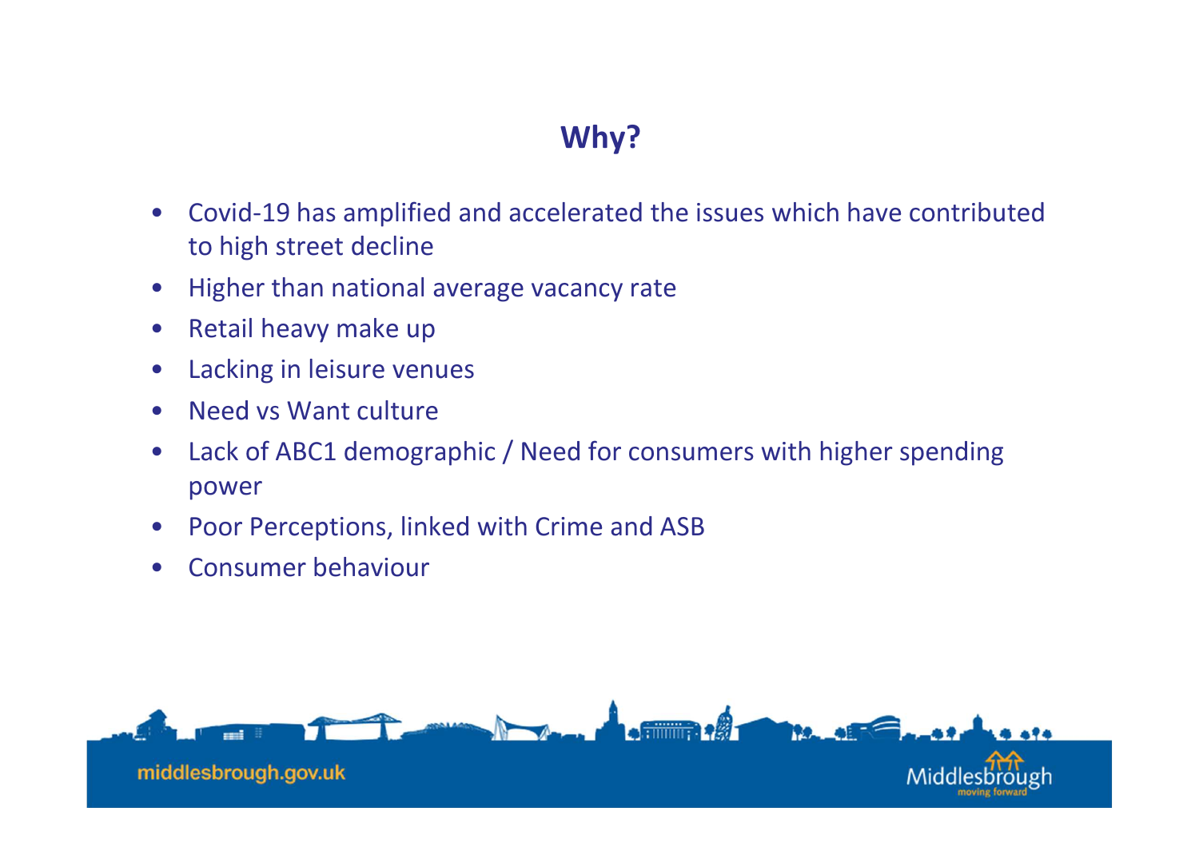# Why?

- Covid-19 has amplified and accelerated the issues which have contributed to high street decline
- Higher than national average vacancy rate
- Retail heavy make up
- Lacking in leisure venues
- Need vs Want culture
- Lack of ABC1 demographic / Need for consumers with higher spending power
- Poor Perceptions, linked with Crime and ASB
- Consumer behaviour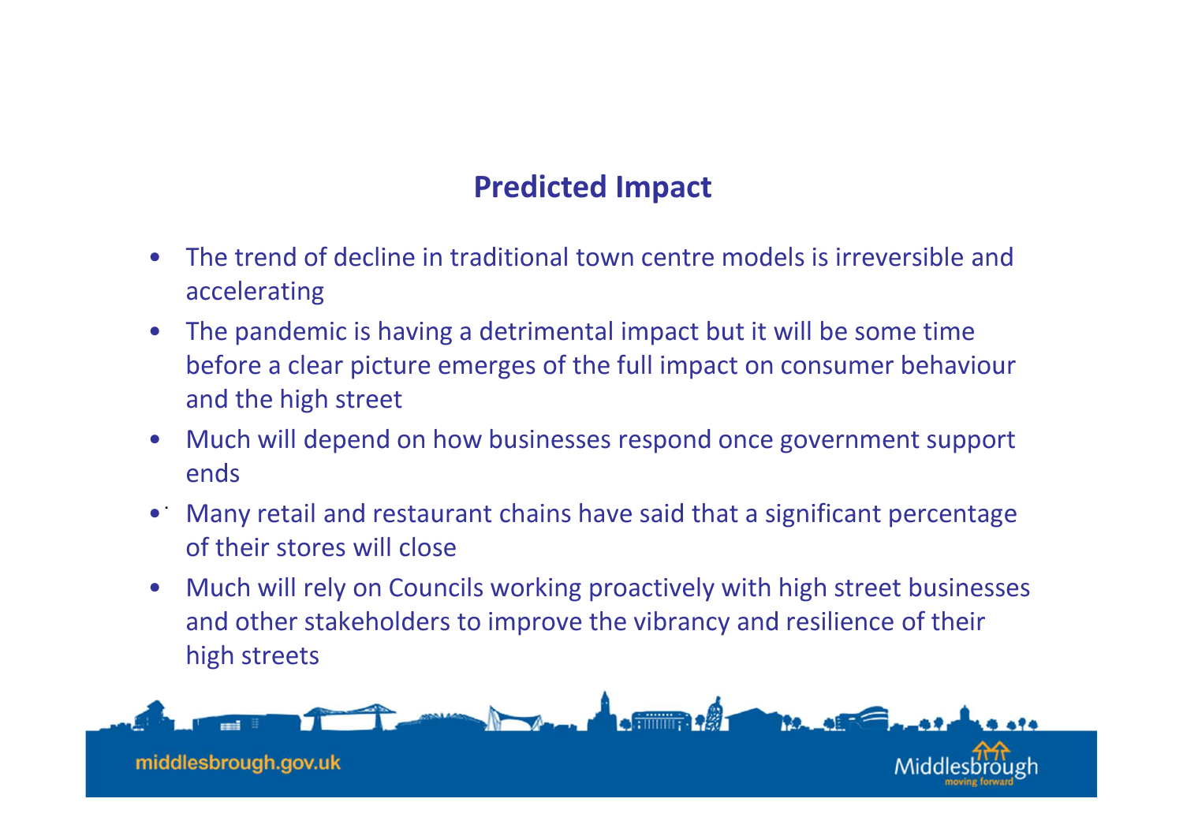## Predicted Impact

- The trend of decline in traditional town centre models is irreversible and accelerating
- The pandemic is having a detrimental impact but it will be some time before a clear picture emerges of the full impact on consumer behaviour and the high street
- Much will depend on how businesses respond once government support ends
- Many retail and restaurant chains have said that a significant percentage of their stores will close
- Much will rely on Councils working proactively with high street businesses and other stakeholders to improve the vibrancy and resilience of their high streets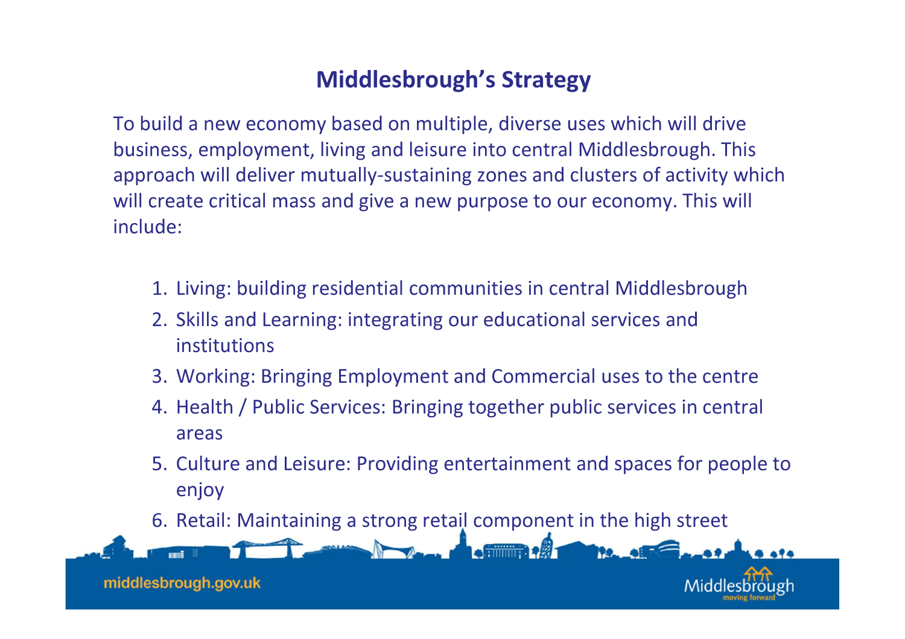## Middlesbrough's Strategy

To build a new economy based on multiple, diverse uses which will drive business, employment, living and leisure into central Middlesbrough. This approach will deliver mutually-sustaining zones and clusters of activity which will create critical mass and give a new purpose to our economy. This will include:

1. Living: building residential communities in central Middlesbrough
2. Skills and Learning: integrating our educational services and institutions
3. Working: Bringing Employment and Commercial uses to the centre
4. Health / Public Services: Bringing together public services in central areas
5. Culture and Leisure: Providing entertainment and spaces for people to enjoy
6. Retail: Maintaining a strong retail component in the high street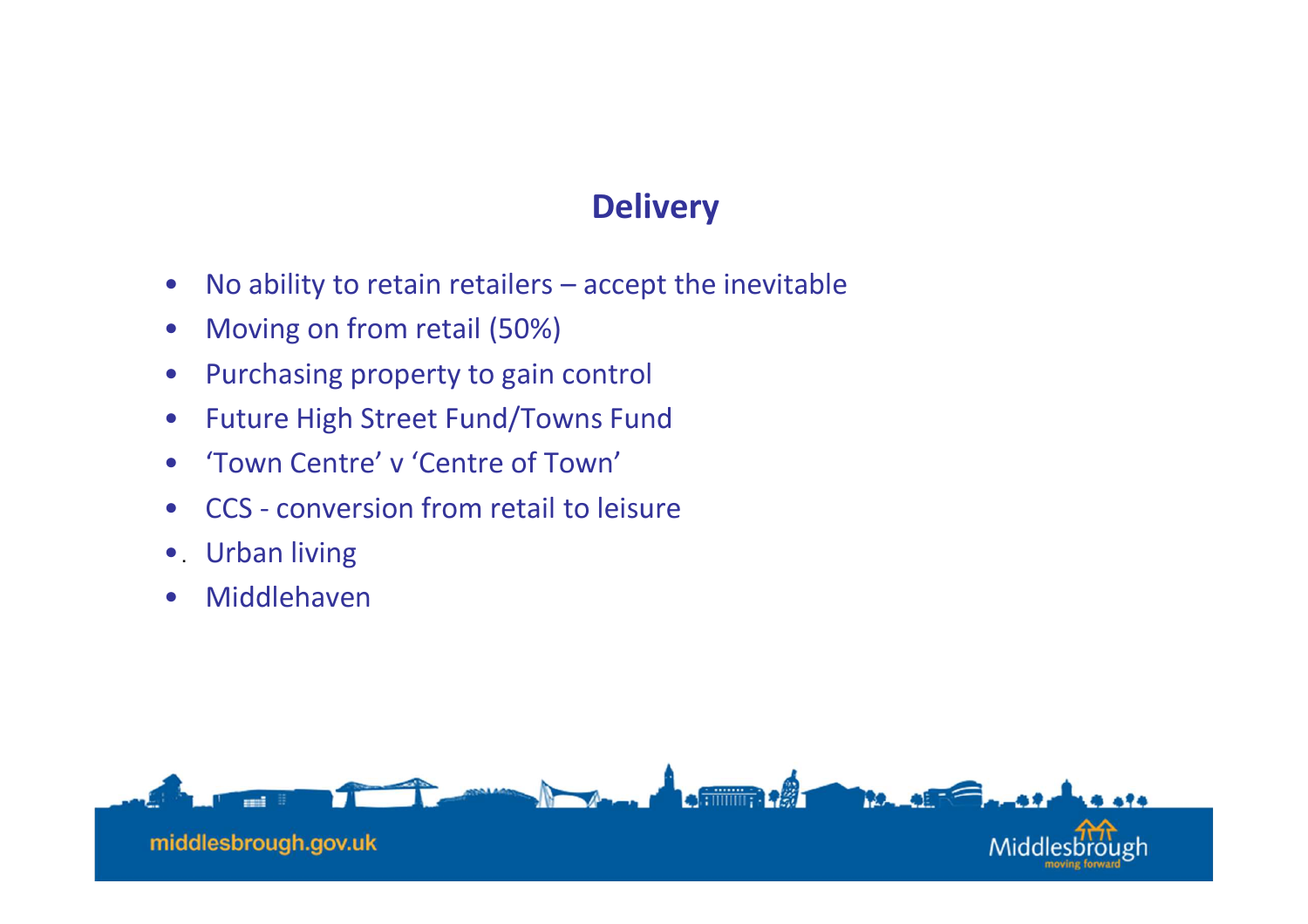## Delivery

- No ability to retain retailers – accept the inevitable
- Moving on from retail (50%)
- Purchasing property to gain control
- Future High Street Fund/Towns Fund
- 'Town Centre' v 'Centre of Town'
- CCS - conversion from retail to leisure
- Urban living
- Middlehaven